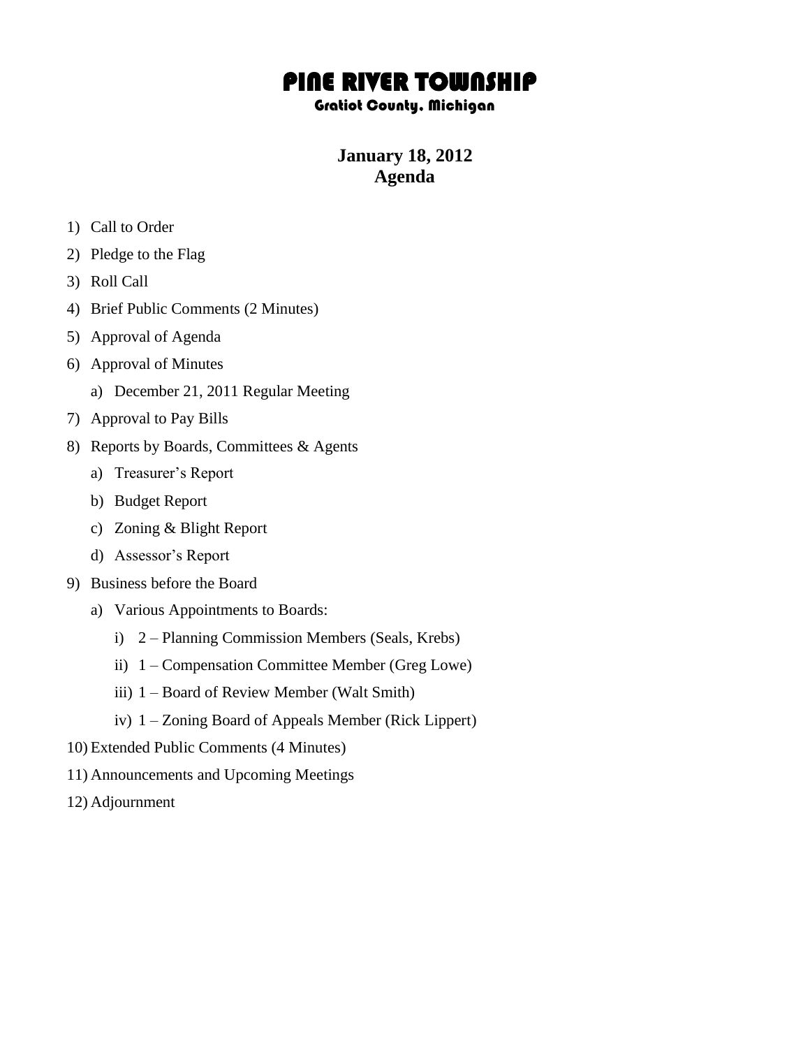# PINE RIVER TOWNSHIP

### Gratiot County, Michigan

## January 18, 2012
## Agenda

1) Call to Order
2) Pledge to the Flag
3) Roll Call
4) Brief Public Comments (2 Minutes)
5) Approval of Agenda
6) Approval of Minutes
   a) December 21, 2011 Regular Meeting
7) Approval to Pay Bills
8) Reports by Boards, Committees & Agents
   a) Treasurer's Report
   b) Budget Report
   c) Zoning & Blight Report
   d) Assessor's Report
9) Business before the Board
   a) Various Appointments to Boards:
      i) 2 – Planning Commission Members (Seals, Krebs)
      ii) 1 – Compensation Committee Member (Greg Lowe)
      iii) 1 – Board of Review Member (Walt Smith)
      iv) 1 – Zoning Board of Appeals Member (Rick Lippert)
10) Extended Public Comments (4 Minutes)
11) Announcements and Upcoming Meetings
12) Adjournment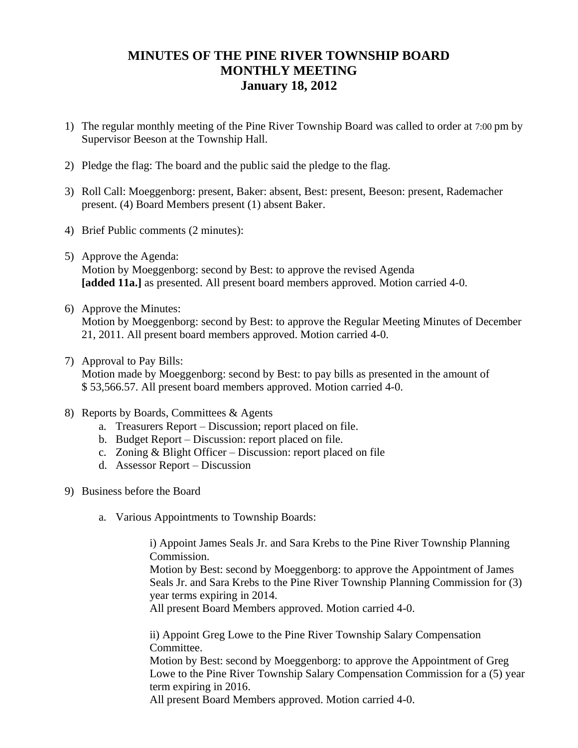# MINUTES OF THE PINE RIVER TOWNSHIP BOARD MONTHLY MEETING January 18, 2012

1) The regular monthly meeting of the Pine River Township Board was called to order at 7:00 pm by Supervisor Beeson at the Township Hall.

2) Pledge the flag: The board and the public said the pledge to the flag.

3) Roll Call: Moeggenborg: present, Baker: absent, Best: present, Beeson: present, Rademacher present. (4) Board Members present (1) absent Baker.

4) Brief Public comments (2 minutes):

5) Approve the Agenda:
   Motion by Moeggenborg: second by Best: to approve the revised Agenda **[added 11a.]** as presented. All present board members approved. Motion carried 4-0.

6) Approve the Minutes:
   Motion by Moeggenborg: second by Best: to approve the Regular Meeting Minutes of December 21, 2011. All present board members approved. Motion carried 4-0.

7) Approval to Pay Bills:
   Motion made by Moeggenborg: second by Best: to pay bills as presented in the amount of $ 53,566.57. All present board members approved. Motion carried 4-0.

8) Reports by Boards, Committees & Agents
   a. Treasurers Report – Discussion; report placed on file.
   b. Budget Report – Discussion: report placed on file.
   c. Zoning & Blight Officer – Discussion: report placed on file
   d. Assessor Report – Discussion

9) Business before the Board

   a. Various Appointments to Township Boards:

      i) Appoint James Seals Jr. and Sara Krebs to the Pine River Township Planning Commission.
      Motion by Best: second by Moeggenborg: to approve the Appointment of James Seals Jr. and Sara Krebs to the Pine River Township Planning Commission for (3) year terms expiring in 2014.
      All present Board Members approved. Motion carried 4-0.

      ii) Appoint Greg Lowe to the Pine River Township Salary Compensation Committee.
      Motion by Best: second by Moeggenborg: to approve the Appointment of Greg Lowe to the Pine River Township Salary Compensation Commission for a (5) year term expiring in 2016.
      All present Board Members approved. Motion carried 4-0.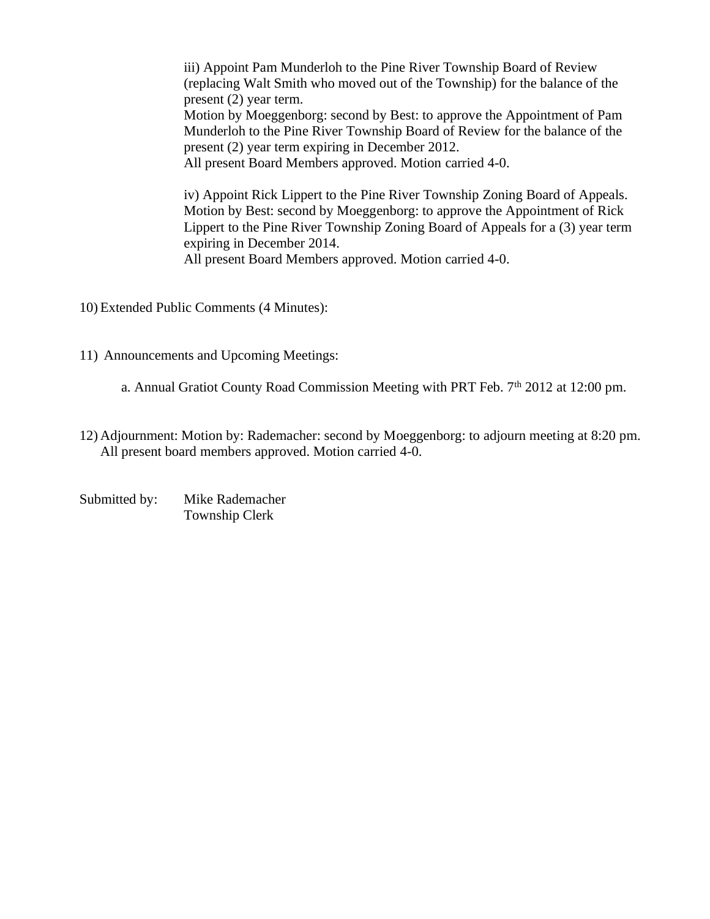iii) Appoint Pam Munderloh to the Pine River Township Board of Review (replacing Walt Smith who moved out of the Township) for the balance of the present (2) year term.
Motion by Moeggenborg: second by Best: to approve the Appointment of Pam Munderloh to the Pine River Township Board of Review for the balance of the present (2) year term expiring in December 2012.
All present Board Members approved. Motion carried 4-0.

iv) Appoint Rick Lippert to the Pine River Township Zoning Board of Appeals.
Motion by Best: second by Moeggenborg: to approve the Appointment of Rick Lippert to the Pine River Township Zoning Board of Appeals for a (3) year term expiring in December 2014.
All present Board Members approved. Motion carried 4-0.

10) Extended Public Comments (4 Minutes):

11) Announcements and Upcoming Meetings:

a. Annual Gratiot County Road Commission Meeting with PRT Feb. 7th 2012 at 12:00 pm.

12) Adjournment: Motion by: Rademacher: second by Moeggenborg: to adjourn meeting at 8:20 pm. All present board members approved. Motion carried 4-0.

Submitted by: Mike Rademacher
Township Clerk